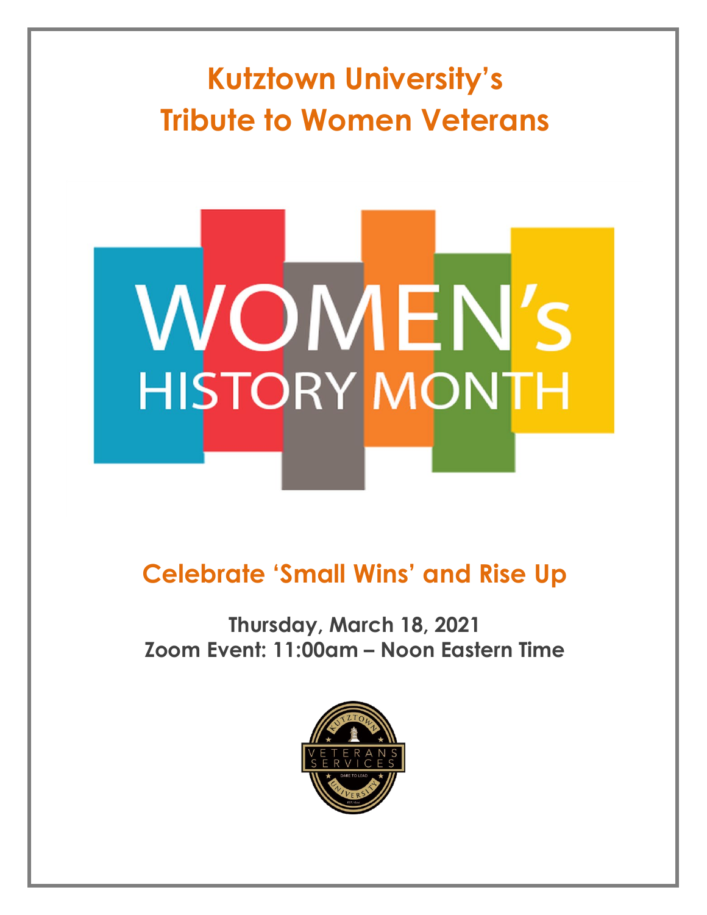# Kutztown University's Tribute to Women Veterans

WOMEN's HISTORY MONTH

## Celebrate 'Small Wins' and Rise Up

**Thursday, March 18, 2021**
**Zoom Event: 11:00am – Noon Eastern Time**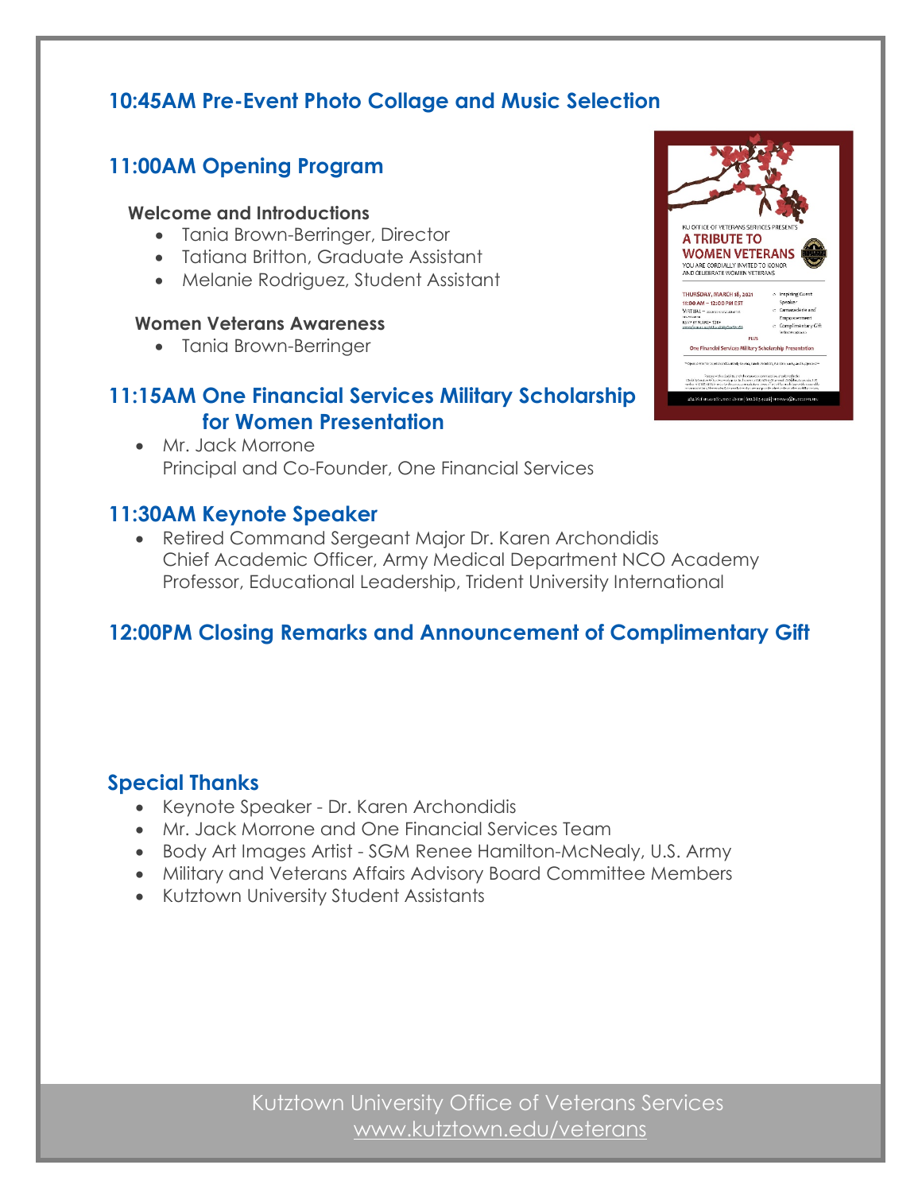## 10:45AM Pre-Event Photo Collage and Music Selection

## 11:00AM Opening Program

**Welcome and Introductions**

- Tania Brown-Berringer, Director
- Tatiana Britton, Graduate Assistant
- Melanie Rodriguez, Student Assistant

**Women Veterans Awareness**

- Tania Brown-Berringer

## 11:15AM One Financial Services Military Scholarship for Women Presentation

- Mr. Jack Morrone
  Principal and Co-Founder, One Financial Services

## 11:30AM Keynote Speaker

- Retired Command Sergeant Major Dr. Karen Archondidis
  Chief Academic Officer, Army Medical Department NCO Academy
  Professor, Educational Leadership, Trident University International

## 12:00PM Closing Remarks and Announcement of Complimentary Gift

## Special Thanks

- Keynote Speaker - Dr. Karen Archondidis
- Mr. Jack Morrone and One Financial Services Team
- Body Art Images Artist - SGM Renee Hamilton-McNealy, U.S. Army
- Military and Veterans Affairs Advisory Board Committee Members
- Kutztown University Student Assistants

Kutztown University Office of Veterans Services
www.kutztown.edu/veterans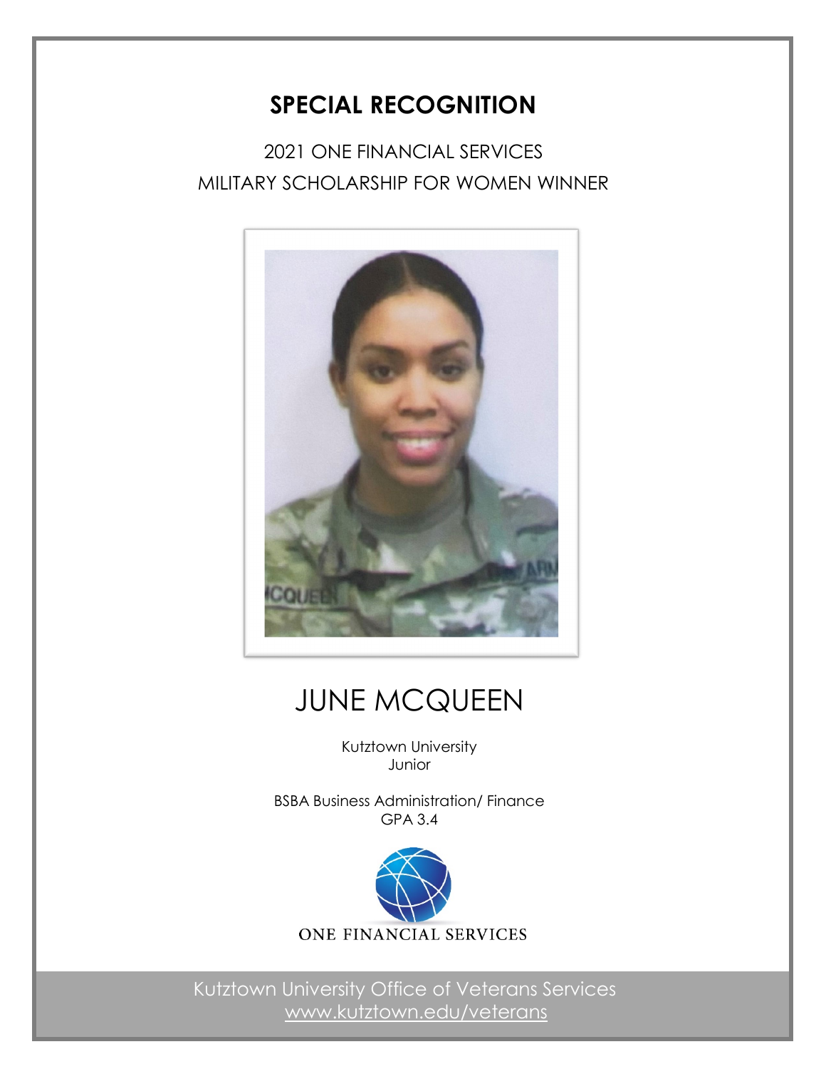# SPECIAL RECOGNITION

2021 ONE FINANCIAL SERVICES
MILITARY SCHOLARSHIP FOR WOMEN WINNER

## JUNE MCQUEEN

Kutztown University
Junior

BSBA Business Administration/ Finance
GPA 3.4

ONE FINANCIAL SERVICES

Kutztown University Office of Veterans Services
www.kutztown.edu/veterans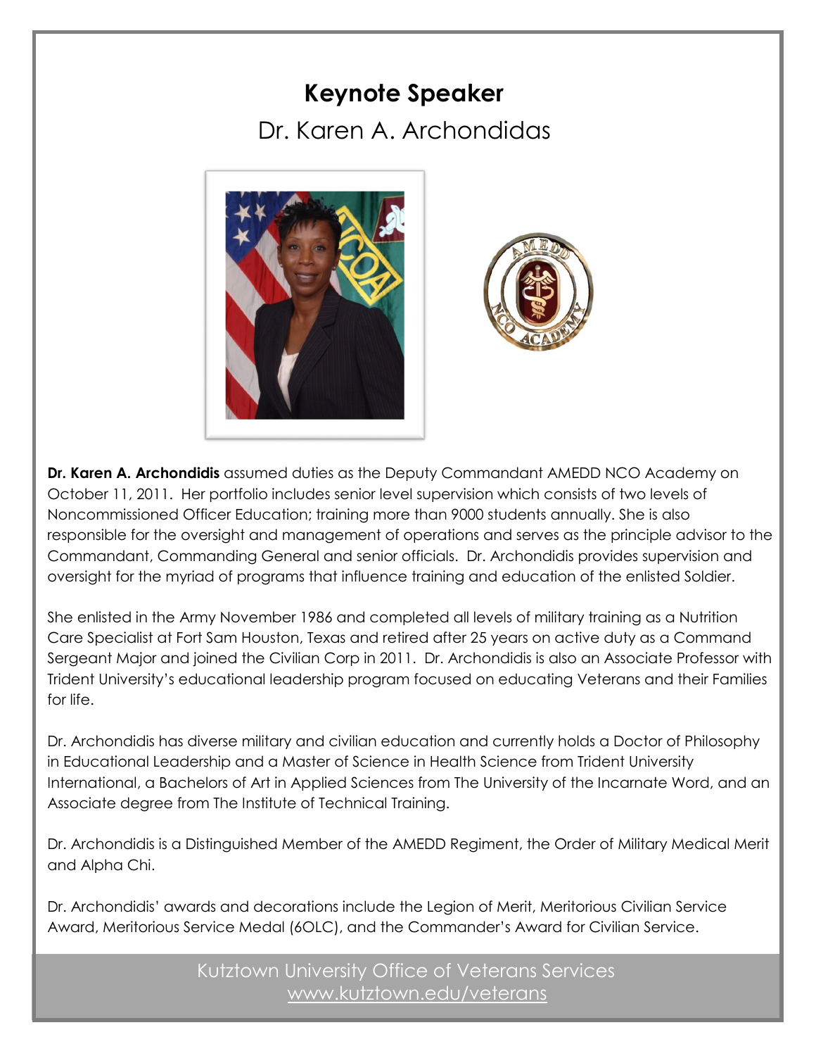# Keynote Speaker

## Dr. Karen A. Archondidas

**Dr. Karen A. Archondidis** assumed duties as the Deputy Commandant AMEDD NCO Academy on October 11, 2011. Her portfolio includes senior level supervision which consists of two levels of Noncommissioned Officer Education; training more than 9000 students annually. She is also responsible for the oversight and management of operations and serves as the principle advisor to the Commandant, Commanding General and senior officials. Dr. Archondidis provides supervision and oversight for the myriad of programs that influence training and education of the enlisted Soldier.

She enlisted in the Army November 1986 and completed all levels of military training as a Nutrition Care Specialist at Fort Sam Houston, Texas and retired after 25 years on active duty as a Command Sergeant Major and joined the Civilian Corp in 2011. Dr. Archondidis is also an Associate Professor with Trident University's educational leadership program focused on educating Veterans and their Families for life.

Dr. Archondidis has diverse military and civilian education and currently holds a Doctor of Philosophy in Educational Leadership and a Master of Science in Health Science from Trident University International, a Bachelors of Art in Applied Sciences from The University of the Incarnate Word, and an Associate degree from The Institute of Technical Training.

Dr. Archondidis is a Distinguished Member of the AMEDD Regiment, the Order of Military Medical Merit and Alpha Chi.

Dr. Archondidis' awards and decorations include the Legion of Merit, Meritorious Civilian Service Award, Meritorious Service Medal (6OLC), and the Commander's Award for Civilian Service.

Kutztown University Office of Veterans Services
www.kutztown.edu/veterans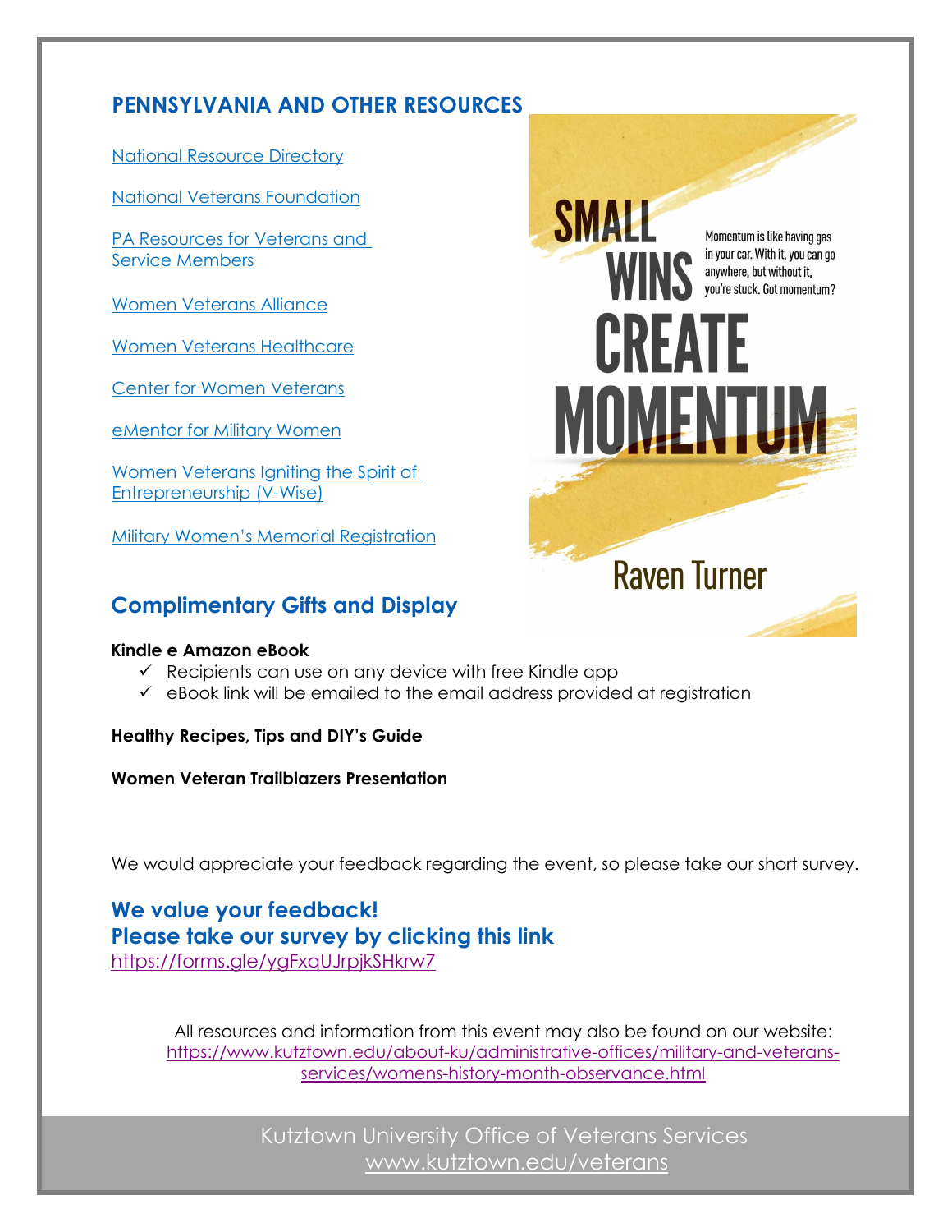## PENNSYLVANIA AND OTHER RESOURCES

National Resource Directory

National Veterans Foundation

PA Resources for Veterans and Service Members

Women Veterans Alliance

Women Veterans Healthcare

Center for Women Veterans

eMentor for Military Women

Women Veterans Igniting the Spirit of Entrepreneurship (V-Wise)

Military Women's Memorial Registration

SMALL WINS CREATE MOMENTUM

Momentum is like having gas in your car. With it, you can go anywhere, but without it, you're stuck. Got momentum?

Raven Turner

## Complimentary Gifts and Display

**Kindle e Amazon eBook**

- ✓ Recipients can use on any device with free Kindle app
- ✓ eBook link will be emailed to the email address provided at registration

**Healthy Recipes, Tips and DIY's Guide**

**Women Veteran Trailblazers Presentation**

We would appreciate your feedback regarding the event, so please take our short survey.

**We value your feedback!**
**Please take our survey by clicking this link**
https://forms.gle/ygFxqUJrpjkSHkrw7

All resources and information from this event may also be found on our website: https://www.kutztown.edu/about-ku/administrative-offices/military-and-veterans-services/womens-history-month-observance.html

Kutztown University Office of Veterans Services
www.kutztown.edu/veterans